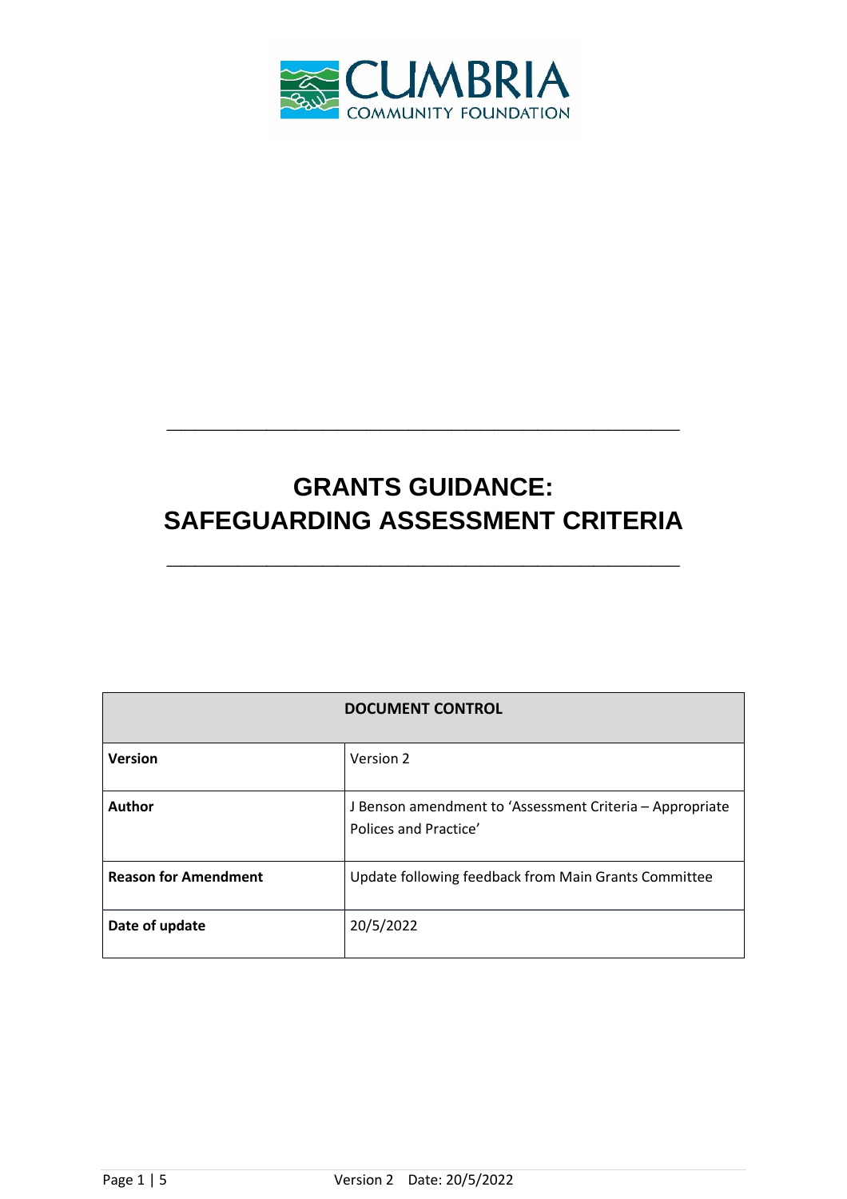CUMBRIA COMMUNITY FOUNDATION

---

# GRANTS GUIDANCE: SAFEGUARDING ASSESSMENT CRITERIA

---

| DOCUMENT CONTROL | |
|---|---|
| **Version** | Version 2 |
| **Author** | J Benson amendment to 'Assessment Criteria – Appropriate Polices and Practice' |
| **Reason for Amendment** | Update following feedback from Main Grants Committee |
| **Date of update** | 20/5/2022 |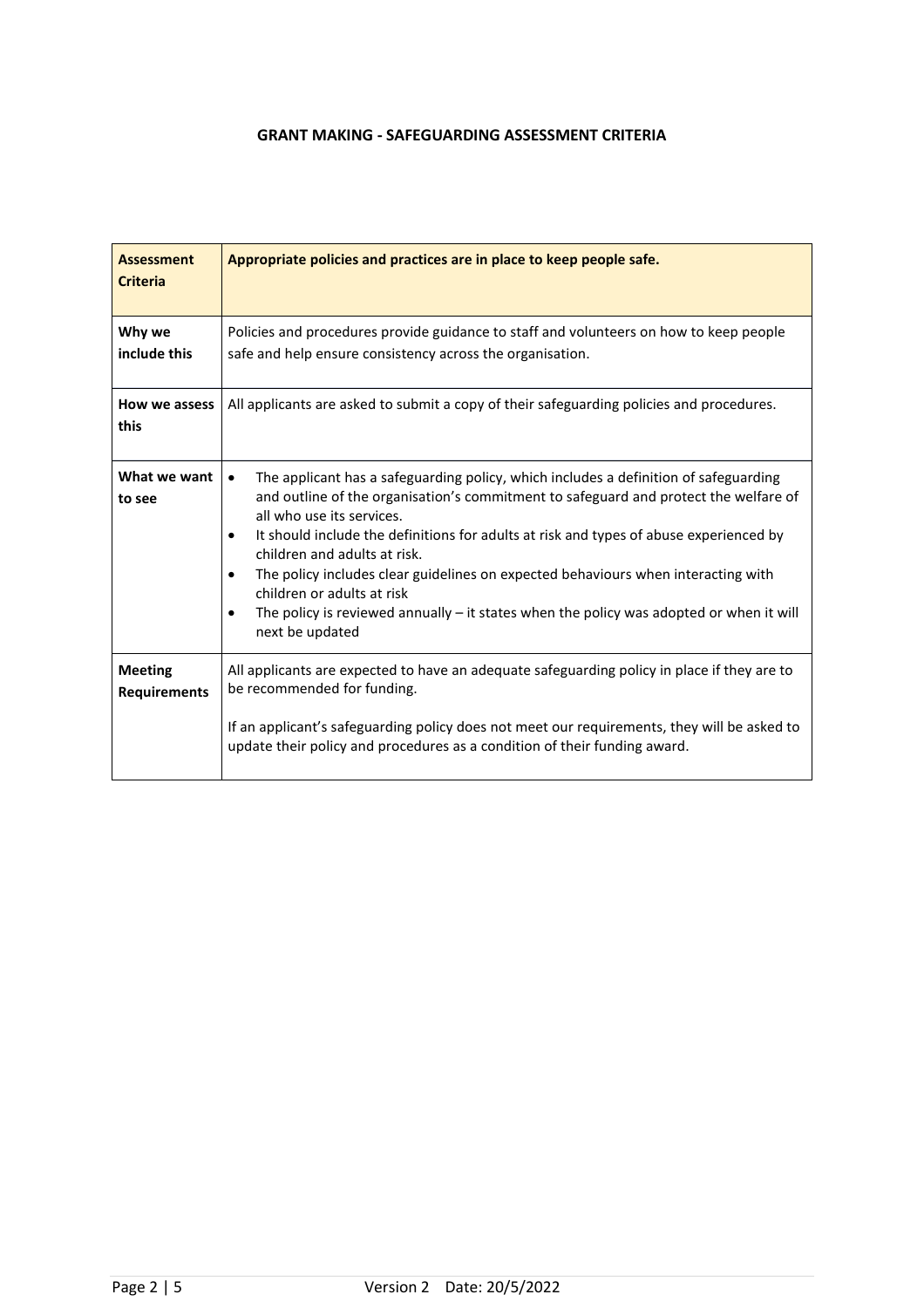**GRANT MAKING - SAFEGUARDING ASSESSMENT CRITERIA**

| **Assessment Criteria** | **Appropriate policies and practices are in place to keep people safe.** |
|---|---|
| **Why we include this** | Policies and procedures provide guidance to staff and volunteers on how to keep people safe and help ensure consistency across the organisation. |
| **How we assess this** | All applicants are asked to submit a copy of their safeguarding policies and procedures. |
| **What we want to see** | • The applicant has a safeguarding policy, which includes a definition of safeguarding and outline of the organisation's commitment to safeguard and protect the welfare of all who use its services.<br>• It should include the definitions for adults at risk and types of abuse experienced by children and adults at risk.<br>• The policy includes clear guidelines on expected behaviours when interacting with children or adults at risk<br>• The policy is reviewed annually – it states when the policy was adopted or when it will next be updated |
| **Meeting Requirements** | All applicants are expected to have an adequate safeguarding policy in place if they are to be recommended for funding.<br><br>If an applicant's safeguarding policy does not meet our requirements, they will be asked to update their policy and procedures as a condition of their funding award. |

Version 2 Date: 20/5/2022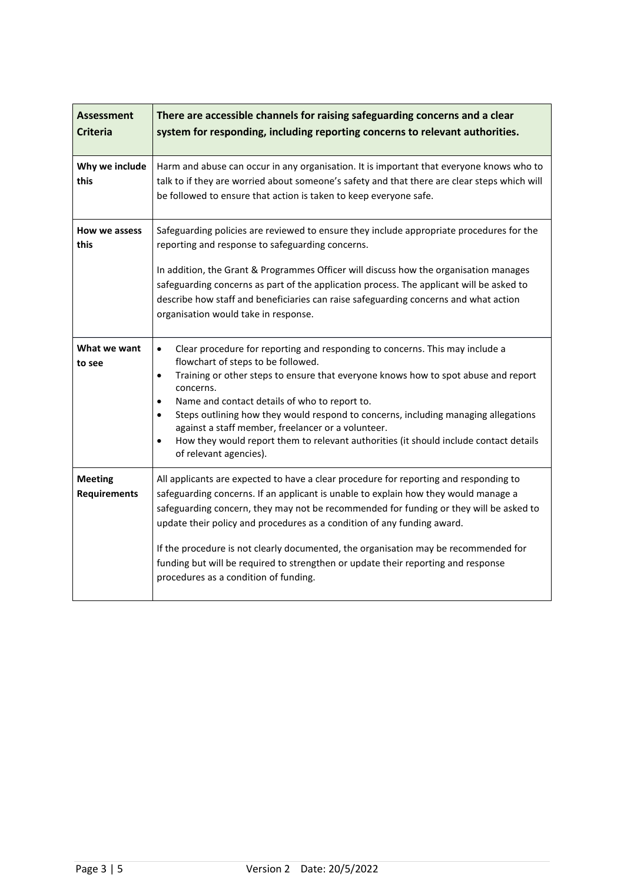| **Assessment Criteria** | **There are accessible channels for raising safeguarding concerns and a clear system for responding, including reporting concerns to relevant authorities.** |
|---|---|
| **Why we include this** | Harm and abuse can occur in any organisation. It is important that everyone knows who to talk to if they are worried about someone's safety and that there are clear steps which will be followed to ensure that action is taken to keep everyone safe. |
| **How we assess this** | Safeguarding policies are reviewed to ensure they include appropriate procedures for the reporting and response to safeguarding concerns.<br><br>In addition, the Grant & Programmes Officer will discuss how the organisation manages safeguarding concerns as part of the application process. The applicant will be asked to describe how staff and beneficiaries can raise safeguarding concerns and what action organisation would take in response. |
| **What we want to see** | • Clear procedure for reporting and responding to concerns. This may include a flowchart of steps to be followed.<br>• Training or other steps to ensure that everyone knows how to spot abuse and report concerns.<br>• Name and contact details of who to report to.<br>• Steps outlining how they would respond to concerns, including managing allegations against a staff member, freelancer or a volunteer.<br>• How they would report them to relevant authorities (it should include contact details of relevant agencies). |
| **Meeting Requirements** | All applicants are expected to have a clear procedure for reporting and responding to safeguarding concerns. If an applicant is unable to explain how they would manage a safeguarding concern, they may not be recommended for funding or they will be asked to update their policy and procedures as a condition of any funding award.<br><br>If the procedure is not clearly documented, the organisation may be recommended for funding but will be required to strengthen or update their reporting and response procedures as a condition of funding. |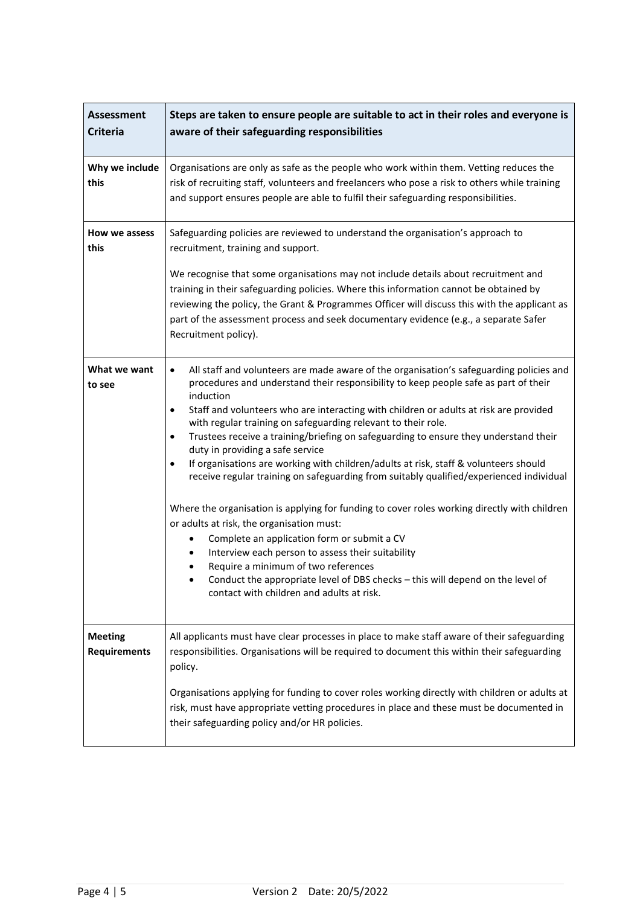| **Assessment Criteria** | **Steps are taken to ensure people are suitable to act in their roles and everyone is aware of their safeguarding responsibilities** |
|---|---|
| **Why we include this** | Organisations are only as safe as the people who work within them. Vetting reduces the risk of recruiting staff, volunteers and freelancers who pose a risk to others while training and support ensures people are able to fulfil their safeguarding responsibilities. |
| **How we assess this** | Safeguarding policies are reviewed to understand the organisation's approach to recruitment, training and support.<br><br>We recognise that some organisations may not include details about recruitment and training in their safeguarding policies. Where this information cannot be obtained by reviewing the policy, the Grant & Programmes Officer will discuss this with the applicant as part of the assessment process and seek documentary evidence (e.g., a separate Safer Recruitment policy). |
| **What we want to see** | • All staff and volunteers are made aware of the organisation's safeguarding policies and procedures and understand their responsibility to keep people safe as part of their induction<br>• Staff and volunteers who are interacting with children or adults at risk are provided with regular training on safeguarding relevant to their role.<br>• Trustees receive a training/briefing on safeguarding to ensure they understand their duty in providing a safe service<br>• If organisations are working with children/adults at risk, staff & volunteers should receive regular training on safeguarding from suitably qualified/experienced individual<br><br>Where the organisation is applying for funding to cover roles working directly with children or adults at risk, the organisation must:<br>• Complete an application form or submit a CV<br>• Interview each person to assess their suitability<br>• Require a minimum of two references<br>• Conduct the appropriate level of DBS checks – this will depend on the level of contact with children and adults at risk. |
| **Meeting Requirements** | All applicants must have clear processes in place to make staff aware of their safeguarding responsibilities. Organisations will be required to document this within their safeguarding policy.<br><br>Organisations applying for funding to cover roles working directly with children or adults at risk, must have appropriate vetting procedures in place and these must be documented in their safeguarding policy and/or HR policies. |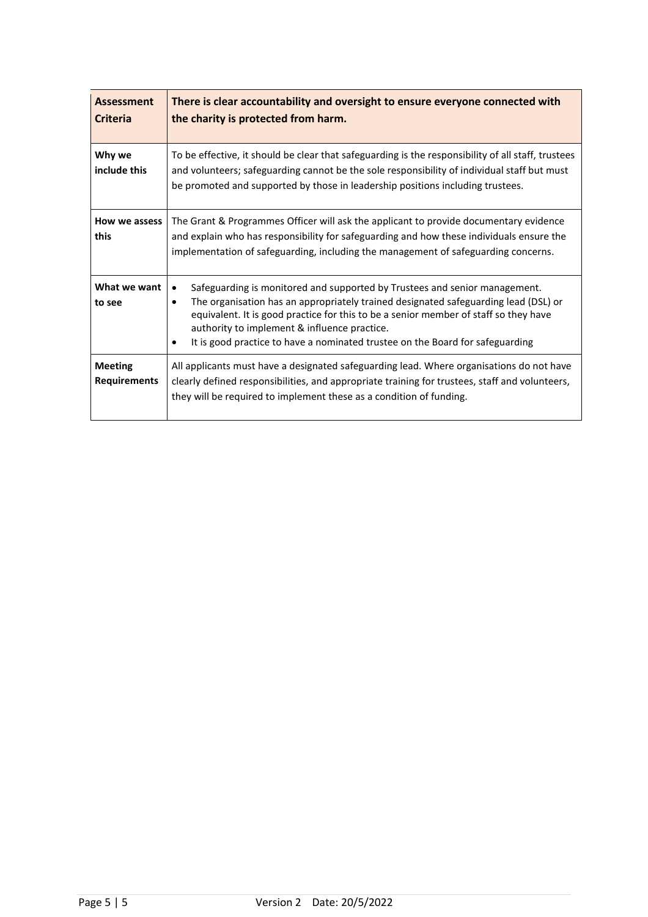| Assessment Criteria | There is clear accountability and oversight to ensure everyone connected with the charity is protected from harm. |
| --- | --- |
| **Why we include this** | To be effective, it should be clear that safeguarding is the responsibility of all staff, trustees and volunteers; safeguarding cannot be the sole responsibility of individual staff but must be promoted and supported by those in leadership positions including trustees. |
| **How we assess this** | The Grant & Programmes Officer will ask the applicant to provide documentary evidence and explain who has responsibility for safeguarding and how these individuals ensure the implementation of safeguarding, including the management of safeguarding concerns. |
| **What we want to see** | • Safeguarding is monitored and supported by Trustees and senior management.<br>• The organisation has an appropriately trained designated safeguarding lead (DSL) or equivalent. It is good practice for this to be a senior member of staff so they have authority to implement & influence practice.<br>• It is good practice to have a nominated trustee on the Board for safeguarding |
| **Meeting Requirements** | All applicants must have a designated safeguarding lead. Where organisations do not have clearly defined responsibilities, and appropriate training for trustees, staff and volunteers, they will be required to implement these as a condition of funding. |

Version 2 Date: 20/5/2022